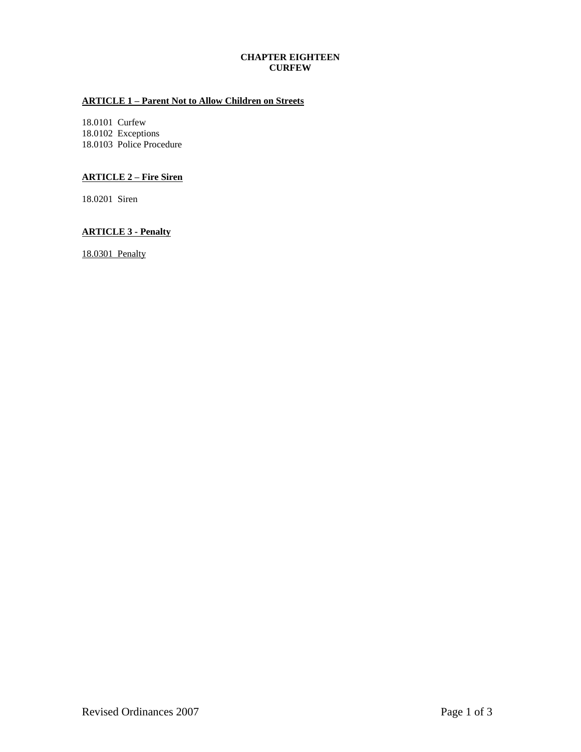# CHAPTER EIGHTEEN
# CURFEW

## ARTICLE 1 – Parent Not to Allow Children on Streets

18.0101 Curfew
18.0102 Exceptions
18.0103 Police Procedure

## ARTICLE 2 – Fire Siren

18.0201 Siren

## ARTICLE 3 - Penalty

18.0301 Penalty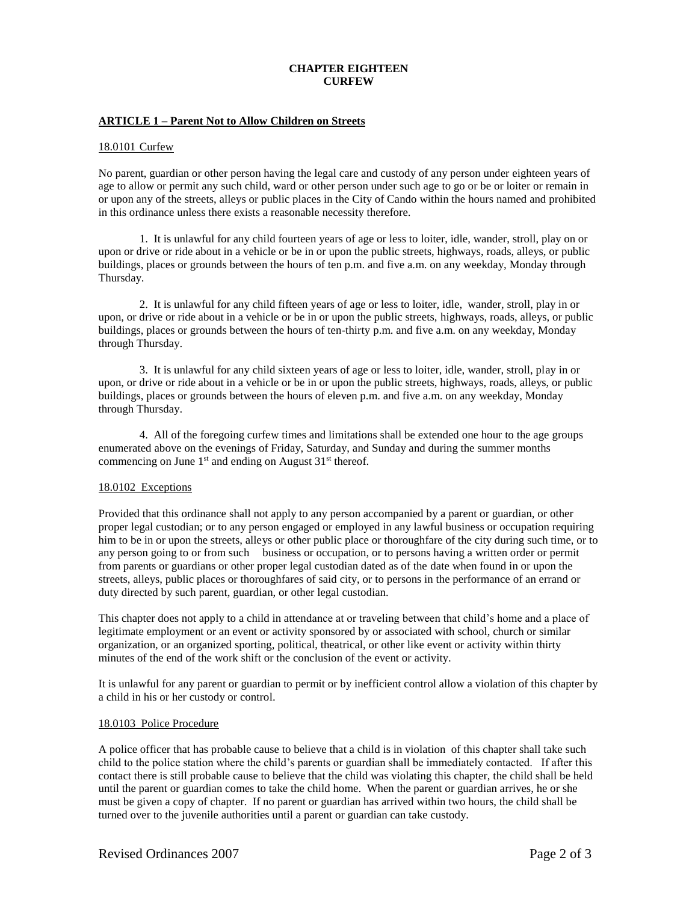# CHAPTER EIGHTEEN
# CURFEW

## ARTICLE 1 – Parent Not to Allow Children on Streets

### 18.0101 Curfew

No parent, guardian or other person having the legal care and custody of any person under eighteen years of age to allow or permit any such child, ward or other person under such age to go or be or loiter or remain in or upon any of the streets, alleys or public places in the City of Cando within the hours named and prohibited in this ordinance unless there exists a reasonable necessity therefore.

1. It is unlawful for any child fourteen years of age or less to loiter, idle, wander, stroll, play on or upon or drive or ride about in a vehicle or be in or upon the public streets, highways, roads, alleys, or public buildings, places or grounds between the hours of ten p.m. and five a.m. on any weekday, Monday through Thursday.

2. It is unlawful for any child fifteen years of age or less to loiter, idle, wander, stroll, play in or upon, or drive or ride about in a vehicle or be in or upon the public streets, highways, roads, alleys, or public buildings, places or grounds between the hours of ten-thirty p.m. and five a.m. on any weekday, Monday through Thursday.

3. It is unlawful for any child sixteen years of age or less to loiter, idle, wander, stroll, play in or upon, or drive or ride about in a vehicle or be in or upon the public streets, highways, roads, alleys, or public buildings, places or grounds between the hours of eleven p.m. and five a.m. on any weekday, Monday through Thursday.

4. All of the foregoing curfew times and limitations shall be extended one hour to the age groups enumerated above on the evenings of Friday, Saturday, and Sunday and during the summer months commencing on June 1st and ending on August 31st thereof.

### 18.0102 Exceptions

Provided that this ordinance shall not apply to any person accompanied by a parent or guardian, or other proper legal custodian; or to any person engaged or employed in any lawful business or occupation requiring him to be in or upon the streets, alleys or other public place or thoroughfare of the city during such time, or to any person going to or from such business or occupation, or to persons having a written order or permit from parents or guardians or other proper legal custodian dated as of the date when found in or upon the streets, alleys, public places or thoroughfares of said city, or to persons in the performance of an errand or duty directed by such parent, guardian, or other legal custodian.

This chapter does not apply to a child in attendance at or traveling between that child's home and a place of legitimate employment or an event or activity sponsored by or associated with school, church or similar organization, or an organized sporting, political, theatrical, or other like event or activity within thirty minutes of the end of the work shift or the conclusion of the event or activity.

It is unlawful for any parent or guardian to permit or by inefficient control allow a violation of this chapter by a child in his or her custody or control.

### 18.0103 Police Procedure

A police officer that has probable cause to believe that a child is in violation of this chapter shall take such child to the police station where the child's parents or guardian shall be immediately contacted. If after this contact there is still probable cause to believe that the child was violating this chapter, the child shall be held until the parent or guardian comes to take the child home. When the parent or guardian arrives, he or she must be given a copy of chapter. If no parent or guardian has arrived within two hours, the child shall be turned over to the juvenile authorities until a parent or guardian can take custody.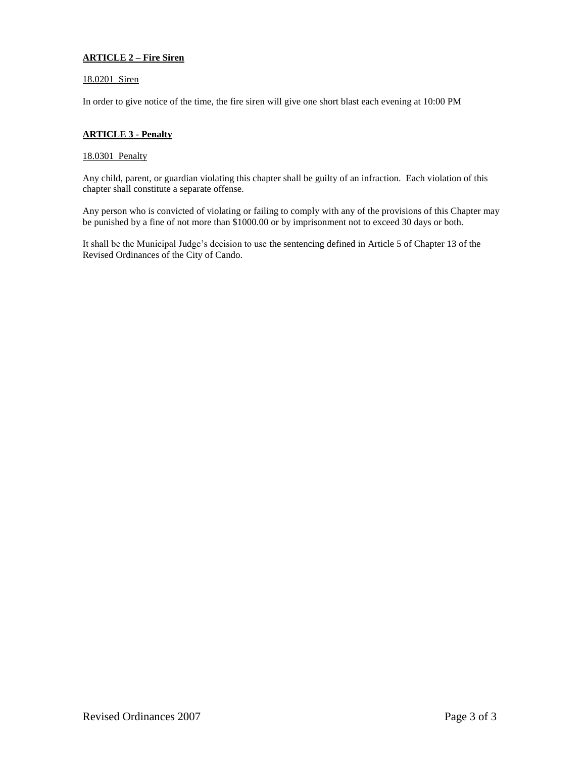**ARTICLE 2 – Fire Siren**

18.0201 Siren

In order to give notice of the time, the fire siren will give one short blast each evening at 10:00 PM

**ARTICLE 3 - Penalty**

18.0301 Penalty

Any child, parent, or guardian violating this chapter shall be guilty of an infraction. Each violation of this chapter shall constitute a separate offense.

Any person who is convicted of violating or failing to comply with any of the provisions of this Chapter may be punished by a fine of not more than $1000.00 or by imprisonment not to exceed 30 days or both.

It shall be the Municipal Judge's decision to use the sentencing defined in Article 5 of Chapter 13 of the Revised Ordinances of the City of Cando.